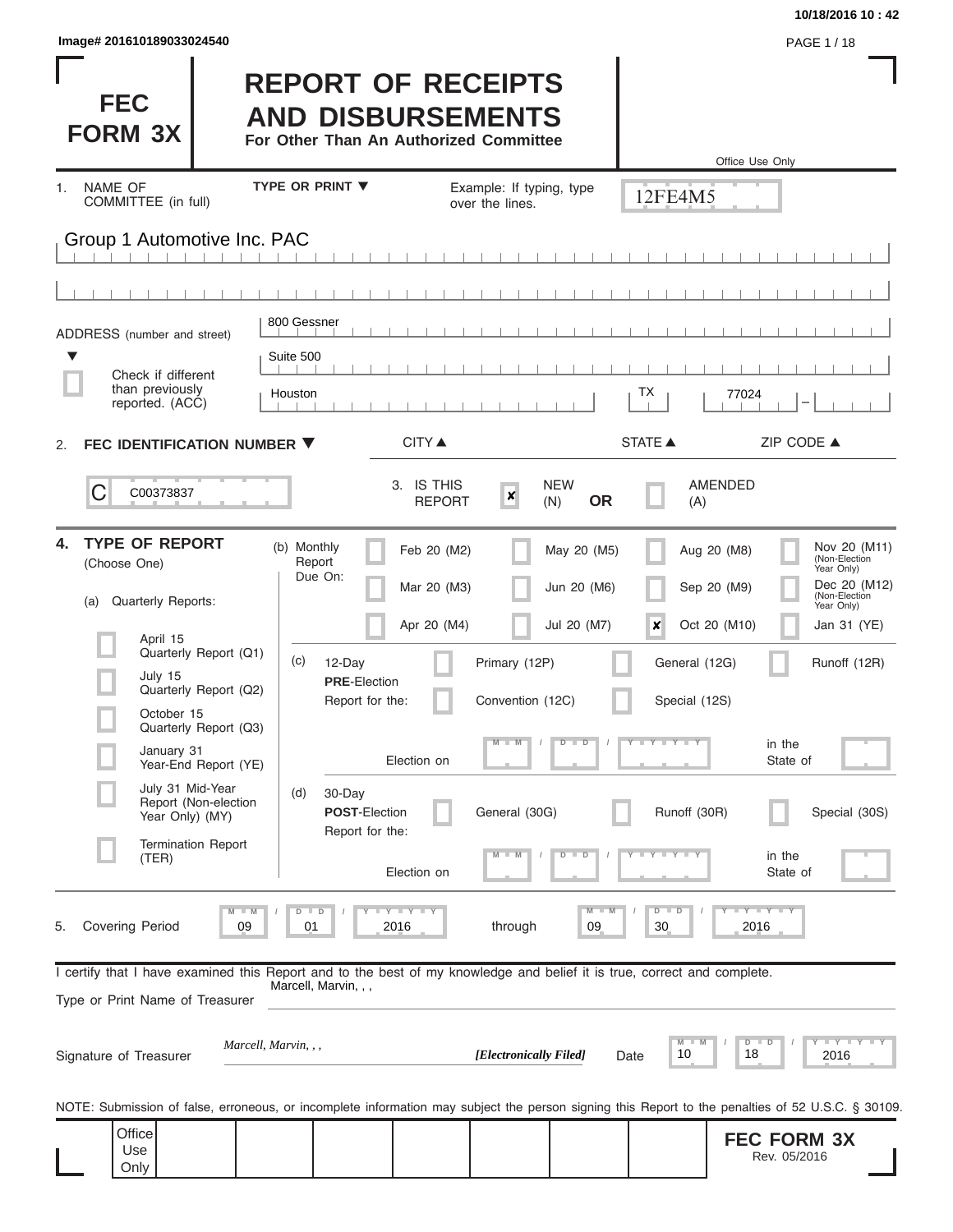10/18/2016 10 : 42

Image# 201610189033024540

# FEC FORM 3X

# REPORT OF RECEIPTS AND DISBURSEMENTS

**For Other Than An Authorized Committee**

Office Use Only

12FE4M5

1. NAME OF COMMITTEE (in full) — TYPE OR PRINT ▼ — Example: If typing, type over the lines.

Group 1 Automotive Inc. PAC

ADDRESS (number and street)

800 Gessner

Suite 500

☐ Check if different than previously reported. (ACC)

| CITY ▲ | STATE ▲ | ZIP CODE ▲ |
|---|---|---|
| Houston | TX | 77024 |

2. **FEC IDENTIFICATION NUMBER ▼**

C00373837

3. IS THIS REPORT — ☒ NEW (N) **OR** ☐ AMENDED (A)

4. **TYPE OF REPORT** (Choose One)

(a) Quarterly Reports:

- ☐ April 15 Quarterly Report (Q1)
- ☐ July 15 Quarterly Report (Q2)
- ☐ October 15 Quarterly Report (Q3)
- ☐ January 31 Year-End Report (YE)
- ☐ July 31 Mid-Year Report (Non-election Year Only) (MY)
- ☐ Termination Report (TER)

(b) Monthly Report Due On:

- ☐ Feb 20 (M2)
- ☐ Mar 20 (M3)
- ☐ Apr 20 (M4)
- ☐ May 20 (M5)
- ☐ Jun 20 (M6)
- ☐ Jul 20 (M7)
- ☐ Aug 20 (M8)
- ☐ Sep 20 (M9)
- ☒ Oct 20 (M10)
- ☐ Nov 20 (M11) (Non-Election Year Only)
- ☐ Dec 20 (M12) (Non-Election Year Only)
- ☐ Jan 31 (YE)

(c) 12-Day **PRE**-Election Report for the:

- ☐ Primary (12P)
- ☐ General (12G)
- ☐ Runoff (12R)
- ☐ Convention (12C)
- ☐ Special (12S)

Election on MM / DD / YYYY in the State of

(d) 30-Day **POST**-Election Report for the:

- ☐ General (30G)
- ☐ Runoff (30R)
- ☐ Special (30S)

Election on MM / DD / YYYY in the State of

5. Covering Period 09 / 01 / 2016 through 09 / 30 / 2016

I certify that I have examined this Report and to the best of my knowledge and belief it is true, correct and complete.

Type or Print Name of Treasurer: Marcell, Marvin, , ,

Signature of Treasurer: *Marcell, Marvin, , ,* ***[Electronically Filed]*** Date 10 / 18 / 2016

NOTE: Submission of false, erroneous, or incomplete information may subject the person signing this Report to the penalties of 52 U.S.C. § 30109.

Office Use Only

**FEC FORM 3X**
Rev. 05/2016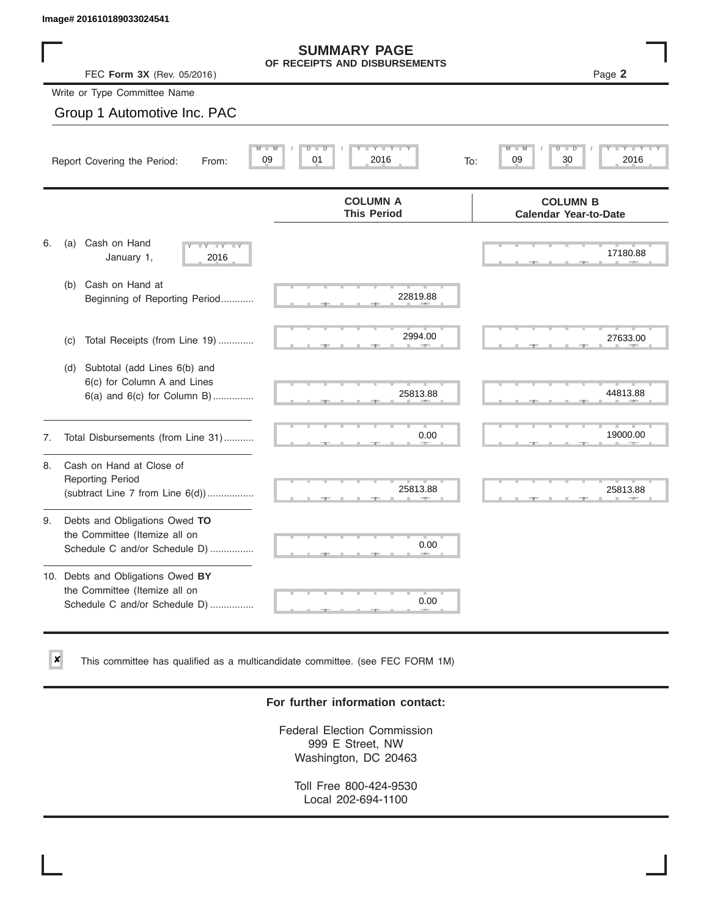Image# 201610189033024541

# SUMMARY PAGE
## OF RECEIPTS AND DISBURSEMENTS

FEC **Form 3X** (Rev. 05/2016)

Page **2**

Write or Type Committee Name

Group 1 Automotive Inc. PAC

Report Covering the Period: From: 09 / 01 / 2016 To: 09 / 30 / 2016

| | COLUMN A This Period | COLUMN B Calendar Year-to-Date |
|---|---|---|
| 6. (a) Cash on Hand January 1, 2016 | | 17180.88 |
| (b) Cash on Hand at Beginning of Reporting Period............ | 22819.88 | |
| (c) Total Receipts (from Line 19) ............. | 2994.00 | 27633.00 |
| (d) Subtotal (add Lines 6(b) and 6(c) for Column A and Lines 6(a) and 6(c) for Column B)............... | 25813.88 | 44813.88 |
| 7. Total Disbursements (from Line 31)........... | 0.00 | 19000.00 |
| 8. Cash on Hand at Close of Reporting Period (subtract Line 7 from Line 6(d)).................. | 25813.88 | 25813.88 |
| 9. Debts and Obligations Owed **TO** the Committee (Itemize all on Schedule C and/or Schedule D) ................ | 0.00 | |
| 10. Debts and Obligations Owed **BY** the Committee (Itemize all on Schedule C and/or Schedule D) ................ | 0.00 | |

☒ This committee has qualified as a multicandidate committee. (see FEC FORM 1M)

**For further information contact:**

Federal Election Commission
999 E Street, NW
Washington, DC 20463

Toll Free 800-424-9530
Local 202-694-1100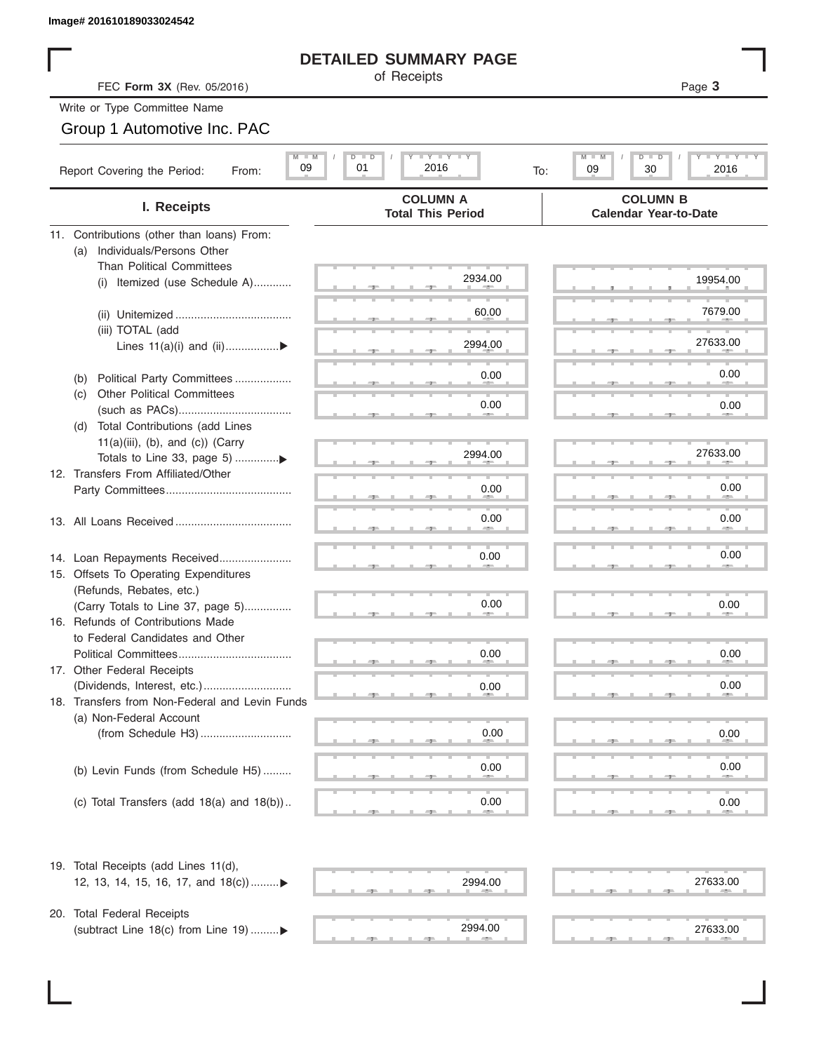Image# 201610189033024542

# DETAILED SUMMARY PAGE

of Receipts

FEC **Form 3X** (Rev. 05/2016)

Write or Type Committee Name

Group 1 Automotive Inc. PAC

Report Covering the Period: From: 09 / 01 / 2016 To: 09 / 30 / 2016

| I. Receipts | COLUMN A Total This Period | COLUMN B Calendar Year-to-Date |
|---|---|---|
| 11. Contributions (other than loans) From: | | |
| (a) Individuals/Persons Other Than Political Committees | | |
| (i) Itemized (use Schedule A) | 2934.00 | 19954.00 |
| (ii) Unitemized | 60.00 | 7679.00 |
| (iii) TOTAL (add Lines 11(a)(i) and (ii) | 2994.00 | 27633.00 |
| (b) Political Party Committees | 0.00 | 0.00 |
| (c) Other Political Committees (such as PACs) | 0.00 | 0.00 |
| (d) Total Contributions (add Lines 11(a)(iii), (b), and (c)) (Carry Totals to Line 33, page 5) | 2994.00 | 27633.00 |
| 12. Transfers From Affiliated/Other Party Committees | 0.00 | 0.00 |
| 13. All Loans Received | 0.00 | 0.00 |
| 14. Loan Repayments Received | 0.00 | 0.00 |
| 15. Offsets To Operating Expenditures (Refunds, Rebates, etc.) (Carry Totals to Line 37, page 5) | 0.00 | 0.00 |
| 16. Refunds of Contributions Made to Federal Candidates and Other Political Committees | 0.00 | 0.00 |
| 17. Other Federal Receipts (Dividends, Interest, etc.) | 0.00 | 0.00 |
| 18. Transfers from Non-Federal and Levin Funds | | |
| (a) Non-Federal Account (from Schedule H3) | 0.00 | 0.00 |
| (b) Levin Funds (from Schedule H5) | 0.00 | 0.00 |
| (c) Total Transfers (add 18(a) and 18(b)) | 0.00 | 0.00 |
| 19. Total Receipts (add Lines 11(d), 12, 13, 14, 15, 16, 17, and 18(c)) | 2994.00 | 27633.00 |
| 20. Total Federal Receipts (subtract Line 18(c) from Line 19) | 2994.00 | 27633.00 |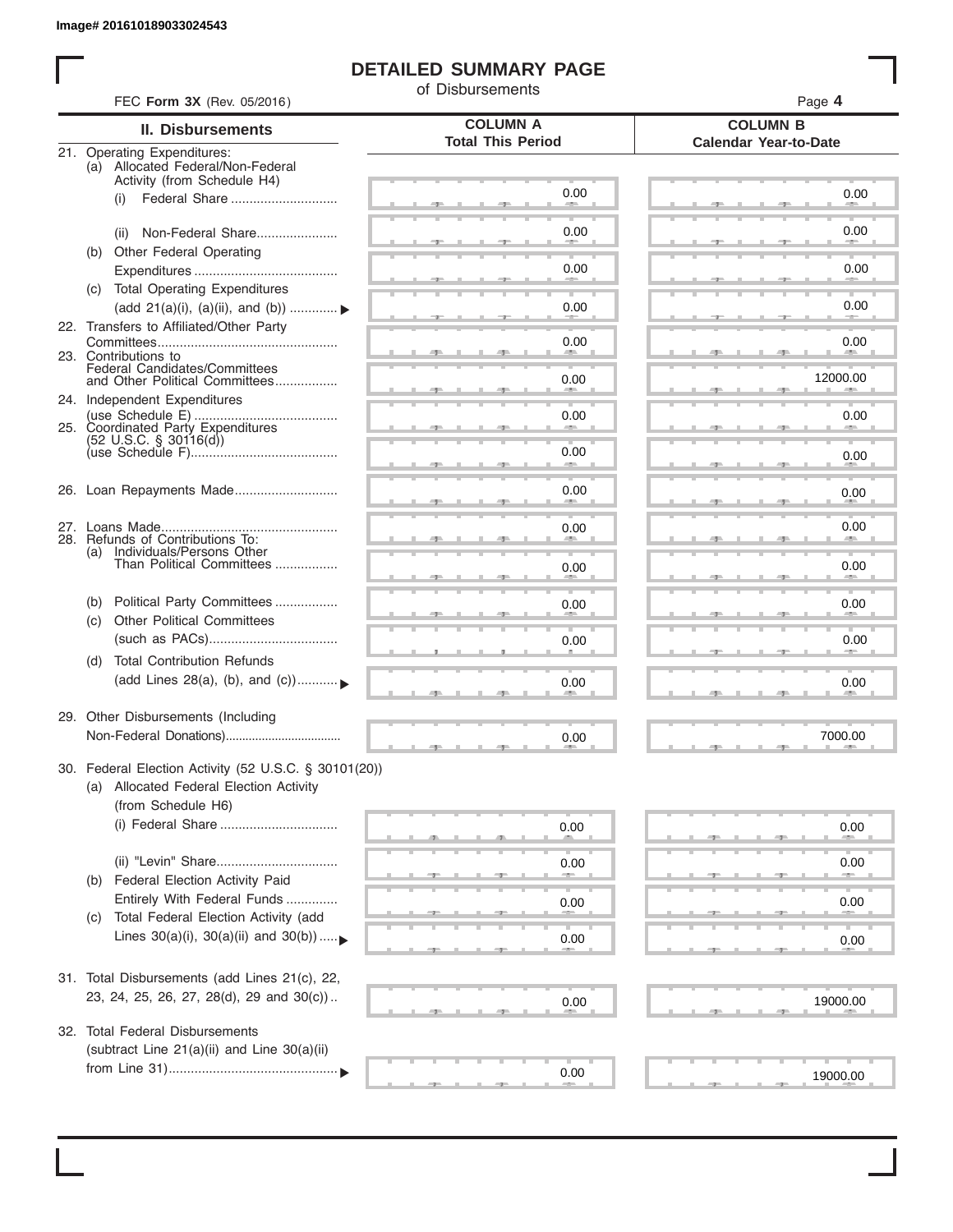Image# 201610189033024543

# DETAILED SUMMARY PAGE

of Disbursements

FEC **Form 3X** (Rev. 05/2016)

| II. Disbursements | COLUMN A Total This Period | COLUMN B Calendar Year-to-Date |
|---|---|---|
| 21. Operating Expenditures: | | |
| (a) Allocated Federal/Non-Federal Activity (from Schedule H4) | | |
| (i) Federal Share | 0.00 | 0.00 |
| (ii) Non-Federal Share | 0.00 | 0.00 |
| (b) Other Federal Operating Expenditures | 0.00 | 0.00 |
| (c) Total Operating Expenditures (add 21(a)(i), (a)(ii), and (b)) ▶ | 0.00 | 0.00 |
| 22. Transfers to Affiliated/Other Party Committees | 0.00 | 0.00 |
| 23. Contributions to Federal Candidates/Committees and Other Political Committees | 0.00 | 12000.00 |
| 24. Independent Expenditures (use Schedule E) | 0.00 | 0.00 |
| 25. Coordinated Party Expenditures (52 U.S.C. § 30116(d)) (use Schedule F) | 0.00 | 0.00 |
| 26. Loan Repayments Made | 0.00 | 0.00 |
| 27. Loans Made | 0.00 | 0.00 |
| 28. Refunds of Contributions To: | | |
| (a) Individuals/Persons Other Than Political Committees | 0.00 | 0.00 |
| (b) Political Party Committees | 0.00 | 0.00 |
| (c) Other Political Committees (such as PACs) | 0.00 | 0.00 |
| (d) Total Contribution Refunds (add Lines 28(a), (b), and (c)) ▶ | 0.00 | 0.00 |
| 29. Other Disbursements (Including Non-Federal Donations) | 0.00 | 7000.00 |
| 30. Federal Election Activity (52 U.S.C. § 30101(20)) | | |
| (a) Allocated Federal Election Activity (from Schedule H6) | | |
| (i) Federal Share | 0.00 | 0.00 |
| (ii) "Levin" Share | 0.00 | 0.00 |
| (b) Federal Election Activity Paid Entirely With Federal Funds | 0.00 | 0.00 |
| (c) Total Federal Election Activity (add Lines 30(a)(i), 30(a)(ii) and 30(b)) ▶ | 0.00 | 0.00 |
| 31. Total Disbursements (add Lines 21(c), 22, 23, 24, 25, 26, 27, 28(d), 29 and 30(c)) | 0.00 | 19000.00 |
| 32. Total Federal Disbursements (subtract Line 21(a)(ii) and Line 30(a)(ii) from Line 31) ▶ | 0.00 | 19000.00 |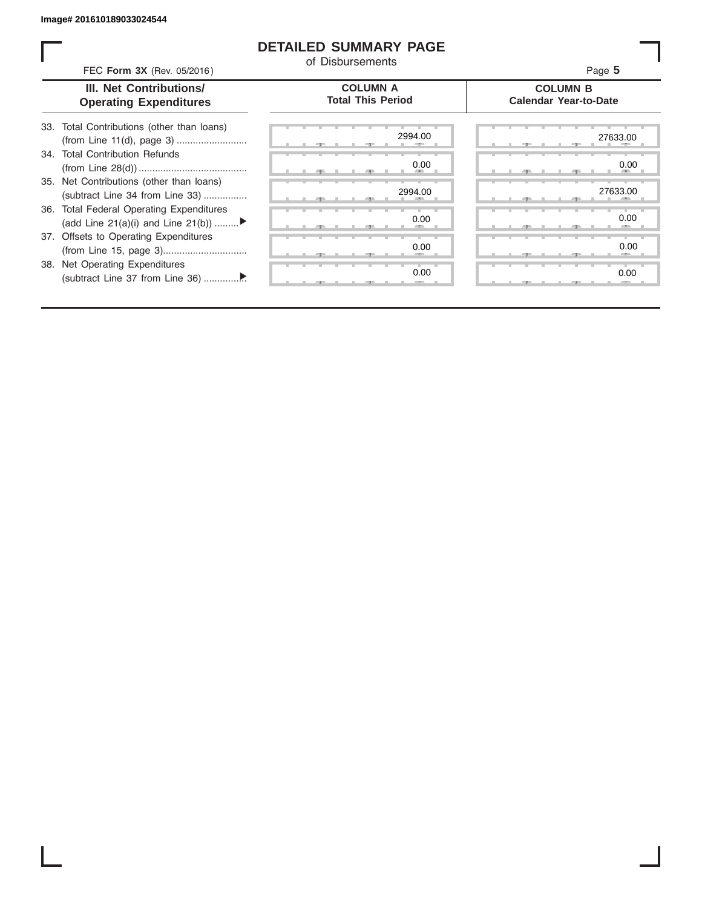Image# 201610189033024544

# DETAILED SUMMARY PAGE

of Disbursements

FEC **Form 3X** (Rev. 05/2016)

Page **5**

| III. Net Contributions/ Operating Expenditures | COLUMN A Total This Period | COLUMN B Calendar Year-to-Date |
|---|---|---|
| 33. Total Contributions (other than loans) (from Line 11(d), page 3) .......................... | 2994.00 | 27633.00 |
| 34. Total Contribution Refunds (from Line 28(d)) ........................................ | 0.00 | 0.00 |
| 35. Net Contributions (other than loans) (subtract Line 34 from Line 33) ................ | 2994.00 | 27633.00 |
| 36. Total Federal Operating Expenditures (add Line 21(a)(i) and Line 21(b)) .........▶ | 0.00 | 0.00 |
| 37. Offsets to Operating Expenditures (from Line 15, page 3)............................... | 0.00 | 0.00 |
| 38. Net Operating Expenditures (subtract Line 37 from Line 36) ...............▶ | 0.00 | 0.00 |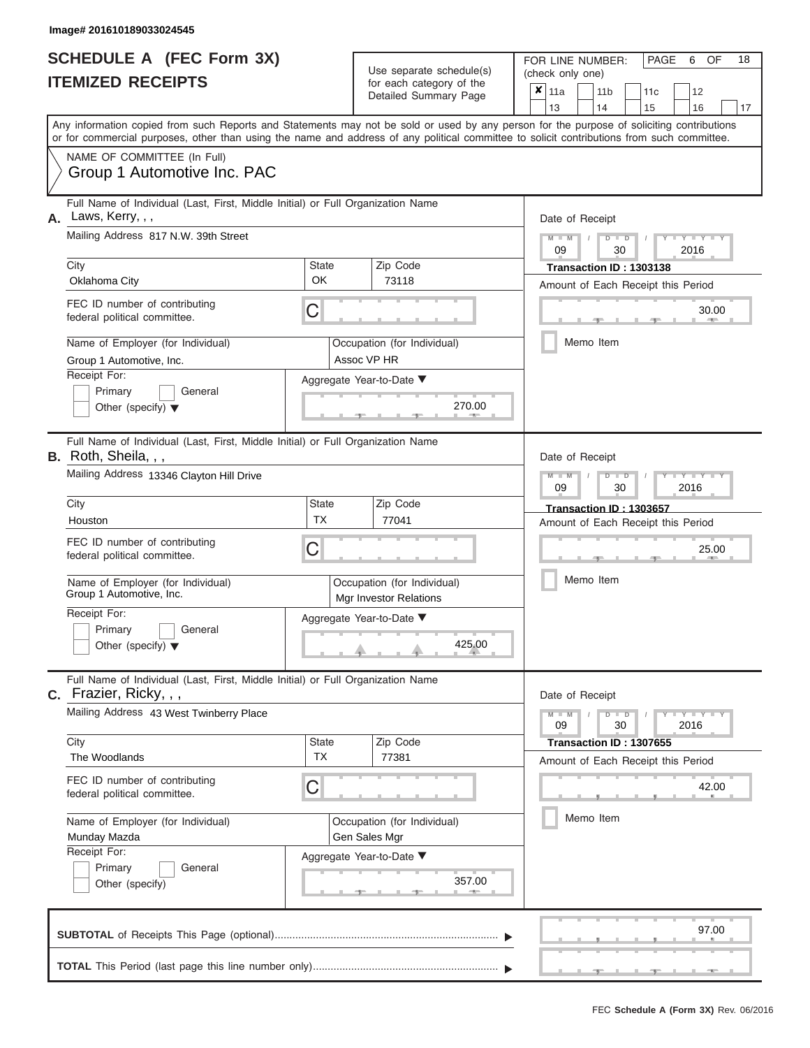Image# 201610189033024545

# SCHEDULE A (FEC Form 3X)
# ITEMIZED RECEIPTS

Use separate schedule(s) for each category of the Detailed Summary Page

FOR LINE NUMBER: (check only one)

☒ 11a ☐ 11b ☐ 11c ☐ 12 ☐ 13 ☐ 14 ☐ 15 ☐ 16 ☐ 17

Any information copied from such Reports and Statements may not be sold or used by any person for the purpose of soliciting contributions or for commercial purposes, other than using the name and address of any political committee to solicit contributions from such committee.

NAME OF COMMITTEE (In Full)
Group 1 Automotive Inc. PAC

---

**A.** Full Name of Individual (Last, First, Middle Initial) or Full Organization Name: Laws, Kerry, , ,

Mailing Address: 817 N.W. 39th Street

City: Oklahoma City | State: OK | Zip Code: 73118

FEC ID number of contributing federal political committee: C

Name of Employer (for Individual): Group 1 Automotive, Inc.

Occupation (for Individual): Assoc VP HR

Receipt For: ☐ Primary ☐ General ☐ Other (specify)

Aggregate Year-to-Date: 270.00

Date of Receipt: 09 / 30 / 2016

Transaction ID : 1303138

Amount of Each Receipt this Period: 30.00

☐ Memo Item

---

**B.** Full Name of Individual (Last, First, Middle Initial) or Full Organization Name: Roth, Sheila, , ,

Mailing Address: 13346 Clayton Hill Drive

City: Houston | State: TX | Zip Code: 77041

FEC ID number of contributing federal political committee: C

Name of Employer (for Individual): Group 1 Automotive, Inc.

Occupation (for Individual): Mgr Investor Relations

Receipt For: ☐ Primary ☐ General ☐ Other (specify)

Aggregate Year-to-Date: 425.00

Date of Receipt: 09 / 30 / 2016

Transaction ID : 1303657

Amount of Each Receipt this Period: 25.00

☐ Memo Item

---

**C.** Full Name of Individual (Last, First, Middle Initial) or Full Organization Name: Frazier, Ricky, , ,

Mailing Address: 43 West Twinberry Place

City: The Woodlands | State: TX | Zip Code: 77381

FEC ID number of contributing federal political committee: C

Name of Employer (for Individual): Munday Mazda

Occupation (for Individual): Gen Sales Mgr

Receipt For: ☐ Primary ☐ General ☐ Other (specify)

Aggregate Year-to-Date: 357.00

Date of Receipt: 09 / 30 / 2016

Transaction ID : 1307655

Amount of Each Receipt this Period: 42.00

☐ Memo Item

---

**SUBTOTAL** of Receipts This Page (optional): 97.00

**TOTAL** This Period (last page this line number only):

FEC Schedule A (Form 3X) Rev. 06/2016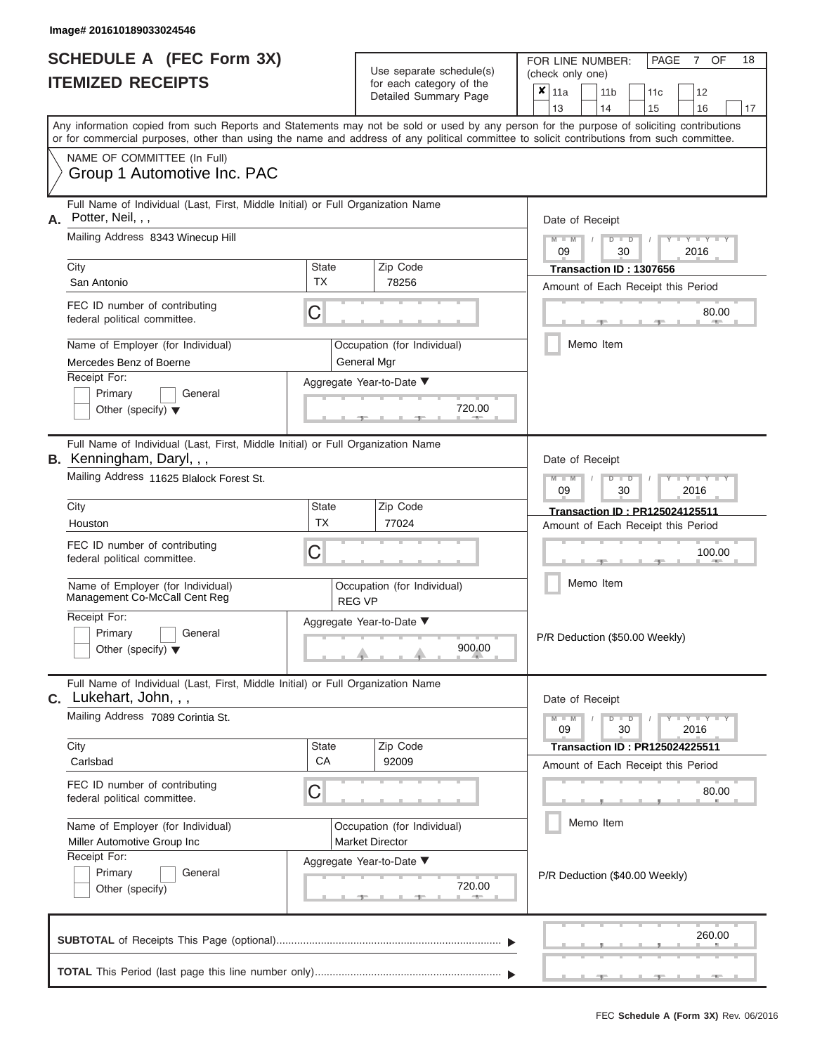Image# 201610189033024546

# SCHEDULE A (FEC Form 3X)
## ITEMIZED RECEIPTS

Use separate schedule(s) for each category of the Detailed Summary Page

FOR LINE NUMBER: (check only one)

| ✘ 11a | 11b | 11c | 12 |
|---|---|---|---|
| 13 | 14 | 15 | 16 | 17 |

PAGE 7 OF 18

Any information copied from such Reports and Statements may not be sold or used by any person for the purpose of soliciting contributions or for commercial purposes, other than using the name and address of any political committee to solicit contributions from such committee.

NAME OF COMMITTEE (In Full)
Group 1 Automotive Inc. PAC

---

**A.** Full Name of Individual (Last, First, Middle Initial) or Full Organization Name: Potter, Neil, , ,

Mailing Address: 8343 Winecup Hill

City: San Antonio | State: TX | Zip Code: 78256

FEC ID number of contributing federal political committee: C

Name of Employer (for Individual): Mercedes Benz of Boerne

Occupation (for Individual): General Mgr

Receipt For: Primary / General / Other (specify)

Aggregate Year-to-Date: 720.00

Date of Receipt: 09 / 30 / 2016

Transaction ID : 1307656

Amount of Each Receipt this Period: 80.00

Memo Item

---

**B.** Full Name of Individual (Last, First, Middle Initial) or Full Organization Name: Kenningham, Daryl, , ,

Mailing Address: 11625 Blalock Forest St.

City: Houston | State: TX | Zip Code: 77024

FEC ID number of contributing federal political committee: C

Name of Employer (for Individual): Management Co-McCall Cent Reg

Occupation (for Individual): REG VP

Receipt For: Primary / General / Other (specify)

Aggregate Year-to-Date: 900.00

Date of Receipt: 09 / 30 / 2016

Transaction ID : PR125024125511

Amount of Each Receipt this Period: 100.00

Memo Item

P/R Deduction ($50.00 Weekly)

---

**C.** Full Name of Individual (Last, First, Middle Initial) or Full Organization Name: Lukehart, John, , ,

Mailing Address: 7089 Corintia St.

City: Carlsbad | State: CA | Zip Code: 92009

FEC ID number of contributing federal political committee: C

Name of Employer (for Individual): Miller Automotive Group Inc

Occupation (for Individual): Market Director

Receipt For: Primary / General / Other (specify)

Aggregate Year-to-Date: 720.00

Date of Receipt: 09 / 30 / 2016

Transaction ID : PR125024225511

Amount of Each Receipt this Period: 80.00

Memo Item

P/R Deduction ($40.00 Weekly)

---

**SUBTOTAL** of Receipts This Page (optional): 260.00

**TOTAL** This Period (last page this line number only):

FEC **Schedule A (Form 3X)** Rev. 06/2016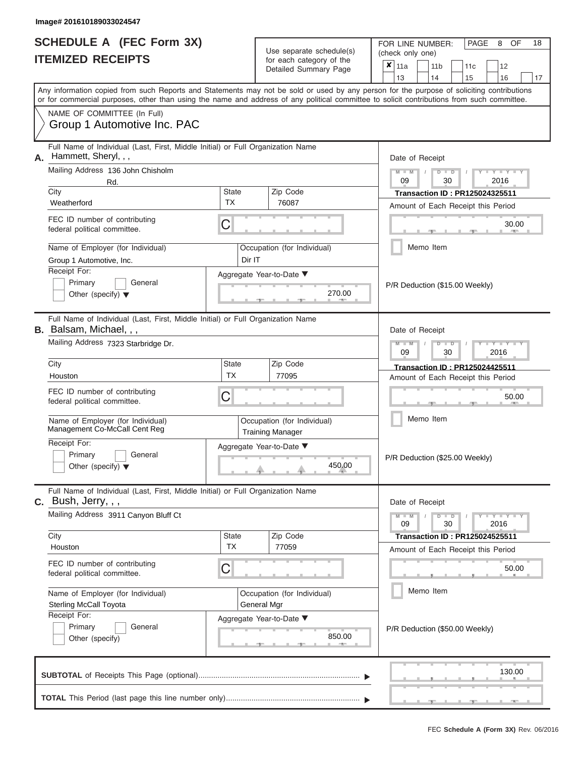Image# 201610189033024547

# SCHEDULE A (FEC Form 3X)
## ITEMIZED RECEIPTS

Use separate schedule(s) for each category of the Detailed Summary Page

FOR LINE NUMBER: (check only one)

- [x] 11a
- [ ] 11b
- [ ] 11c
- [ ] 12
- [ ] 13
- [ ] 14
- [ ] 15
- [ ] 16
- [ ] 17

Any information copied from such Reports and Statements may not be sold or used by any person for the purpose of soliciting contributions or for commercial purposes, other than using the name and address of any political committee to solicit contributions from such committee.

NAME OF COMMITTEE (In Full)
Group 1 Automotive Inc. PAC

---

**A.** Full Name of Individual (Last, First, Middle Initial) or Full Organization Name: Hammett, Sheryl, , ,

Mailing Address: 136 John Chisholm Rd.

City: Weatherford | State: TX | Zip Code: 76087

FEC ID number of contributing federal political committee: C

Name of Employer (for Individual): Group 1 Automotive, Inc.

Occupation (for Individual): Dir IT

Receipt For: Primary / General / Other (specify)

Aggregate Year-to-Date: 270.00

Date of Receipt: 09 / 30 / 2016

Transaction ID : PR125024325511

Amount of Each Receipt this Period: 30.00

Memo Item

P/R Deduction ($15.00 Weekly)

---

**B.** Full Name of Individual (Last, First, Middle Initial) or Full Organization Name: Balsam, Michael, , ,

Mailing Address: 7323 Starbridge Dr.

City: Houston | State: TX | Zip Code: 77095

FEC ID number of contributing federal political committee: C

Name of Employer (for Individual): Management Co-McCall Cent Reg

Occupation (for Individual): Training Manager

Receipt For: Primary / General / Other (specify)

Aggregate Year-to-Date: 450.00

Date of Receipt: 09 / 30 / 2016

Transaction ID : PR125024425511

Amount of Each Receipt this Period: 50.00

Memo Item

P/R Deduction ($25.00 Weekly)

---

**C.** Full Name of Individual (Last, First, Middle Initial) or Full Organization Name: Bush, Jerry, , ,

Mailing Address: 3911 Canyon Bluff Ct

City: Houston | State: TX | Zip Code: 77059

FEC ID number of contributing federal political committee: C

Name of Employer (for Individual): Sterling McCall Toyota

Occupation (for Individual): General Mgr

Receipt For: Primary / General / Other (specify)

Aggregate Year-to-Date: 850.00

Date of Receipt: 09 / 30 / 2016

Transaction ID : PR125024525511

Amount of Each Receipt this Period: 50.00

Memo Item

P/R Deduction ($50.00 Weekly)

---

**SUBTOTAL** of Receipts This Page (optional): 130.00

**TOTAL** This Period (last page this line number only):

FEC Schedule A (Form 3X) Rev. 06/2016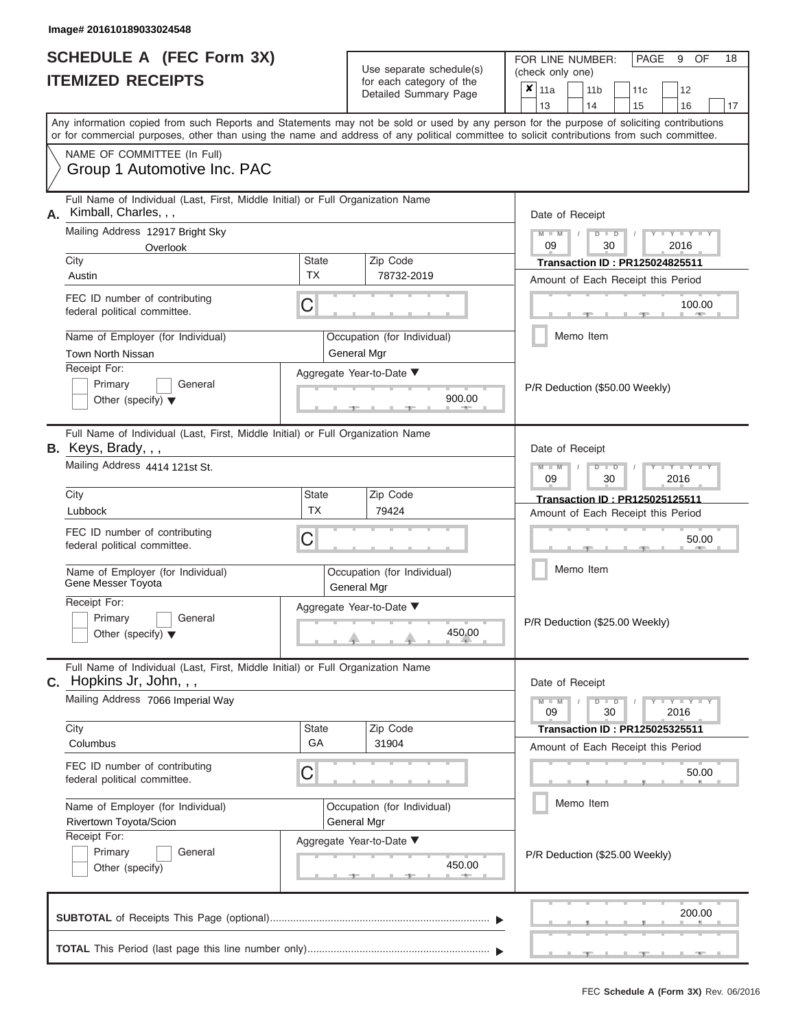Image# 201610189033024548

# SCHEDULE A (FEC Form 3X)
# ITEMIZED RECEIPTS

Use separate schedule(s) for each category of the Detailed Summary Page

FOR LINE NUMBER: (check only one)

- [x] 11a
- [ ] 11b
- [ ] 11c
- [ ] 12
- [ ] 13
- [ ] 14
- [ ] 15
- [ ] 16
- [ ] 17

PAGE 9 OF 18

Any information copied from such Reports and Statements may not be sold or used by any person for the purpose of soliciting contributions or for commercial purposes, other than using the name and address of any political committee to solicit contributions from such committee.

NAME OF COMMITTEE (In Full)
Group 1 Automotive Inc. PAC

---

**A.** Full Name of Individual (Last, First, Middle Initial) or Full Organization Name: Kimball, Charles, , ,

Mailing Address: 12917 Bright Sky Overlook

City: Austin | State: TX | Zip Code: 78732-2019

FEC ID number of contributing federal political committee: C

Name of Employer (for Individual): Town North Nissan

Occupation (for Individual): General Mgr

Receipt For: Primary / General / Other (specify)

Aggregate Year-to-Date: 900.00

Date of Receipt: 09 / 30 / 2016

Transaction ID : PR125024825511

Amount of Each Receipt this Period: 100.00

Memo Item

P/R Deduction ($50.00 Weekly)

---

**B.** Full Name of Individual (Last, First, Middle Initial) or Full Organization Name: Keys, Brady, , ,

Mailing Address: 4414 121st St.

City: Lubbock | State: TX | Zip Code: 79424

FEC ID number of contributing federal political committee: C

Name of Employer (for Individual): Gene Messer Toyota

Occupation (for Individual): General Mgr

Receipt For: Primary / General / Other (specify)

Aggregate Year-to-Date: 450.00

Date of Receipt: 09 / 30 / 2016

Transaction ID : PR125025125511

Amount of Each Receipt this Period: 50.00

Memo Item

P/R Deduction ($25.00 Weekly)

---

**C.** Full Name of Individual (Last, First, Middle Initial) or Full Organization Name: Hopkins Jr, John, , ,

Mailing Address: 7066 Imperial Way

City: Columbus | State: GA | Zip Code: 31904

FEC ID number of contributing federal political committee: C

Name of Employer (for Individual): Rivertown Toyota/Scion

Occupation (for Individual): General Mgr

Receipt For: Primary / General / Other (specify)

Aggregate Year-to-Date: 450.00

Date of Receipt: 09 / 30 / 2016

Transaction ID : PR125025325511

Amount of Each Receipt this Period: 50.00

Memo Item

P/R Deduction ($25.00 Weekly)

---

**SUBTOTAL** of Receipts This Page (optional): 200.00

**TOTAL** This Period (last page this line number only):

FEC Schedule A (Form 3X) Rev. 06/2016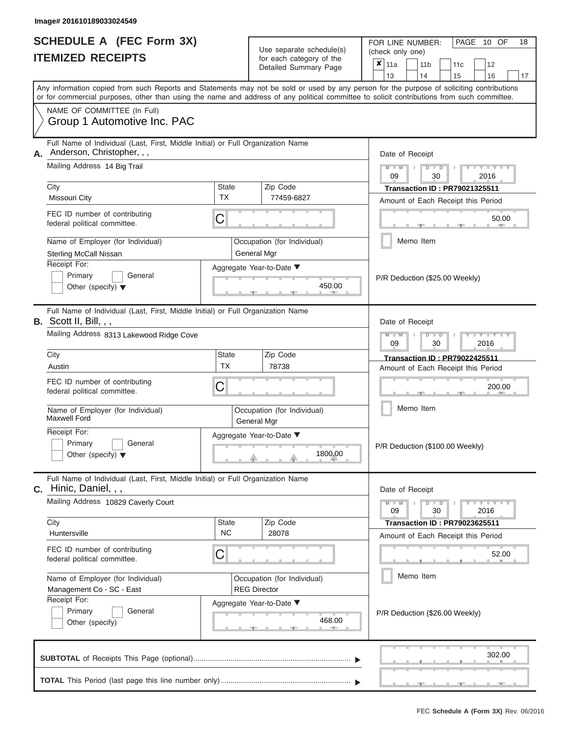Image# 201610189033024549

# SCHEDULE A (FEC Form 3X)
## ITEMIZED RECEIPTS

Use separate schedule(s) for each category of the Detailed Summary Page

FOR LINE NUMBER: (check only one)

- [x] 11a
- [ ] 11b
- [ ] 11c
- [ ] 12
- [ ] 13
- [ ] 14
- [ ] 15
- [ ] 16
- [ ] 17

PAGE 10 OF 18

Any information copied from such Reports and Statements may not be sold or used by any person for the purpose of soliciting contributions or for commercial purposes, other than using the name and address of any political committee to solicit contributions from such committee.

NAME OF COMMITTEE (In Full)
Group 1 Automotive Inc. PAC

---

**A.** Full Name of Individual (Last, First, Middle Initial) or Full Organization Name: Anderson, Christopher, , ,

Mailing Address: 14 Big Trail

City: Missouri City | State: TX | Zip Code: 77459-6827

FEC ID number of contributing federal political committee: C

Name of Employer (for Individual): Sterling McCall Nissan

Occupation (for Individual): General Mgr

Receipt For: Primary / General / Other (specify)

Aggregate Year-to-Date: 450.00

Date of Receipt: 09 / 30 / 2016

Transaction ID : PR79021325511

Amount of Each Receipt this Period: 50.00

Memo Item

P/R Deduction ($25.00 Weekly)

---

**B.** Full Name of Individual (Last, First, Middle Initial) or Full Organization Name: Scott II, Bill, , ,

Mailing Address: 8313 Lakewood Ridge Cove

City: Austin | State: TX | Zip Code: 78738

FEC ID number of contributing federal political committee: C

Name of Employer (for Individual): Maxwell Ford

Occupation (for Individual): General Mgr

Receipt For: Primary / General / Other (specify)

Aggregate Year-to-Date: 1800.00

Date of Receipt: 09 / 30 / 2016

Transaction ID : PR79022425511

Amount of Each Receipt this Period: 200.00

Memo Item

P/R Deduction ($100.00 Weekly)

---

**C.** Full Name of Individual (Last, First, Middle Initial) or Full Organization Name: Hinic, Daniel, , ,

Mailing Address: 10829 Caverly Court

City: Huntersville | State: NC | Zip Code: 28078

FEC ID number of contributing federal political committee: C

Name of Employer (for Individual): Management Co - SC - East

Occupation (for Individual): REG Director

Receipt For: Primary / General / Other (specify)

Aggregate Year-to-Date: 468.00

Date of Receipt: 09 / 30 / 2016

Transaction ID : PR79023625511

Amount of Each Receipt this Period: 52.00

Memo Item

P/R Deduction ($26.00 Weekly)

---

**SUBTOTAL** of Receipts This Page (optional): 302.00

**TOTAL** This Period (last page this line number only):

FEC Schedule A (Form 3X) Rev. 06/2016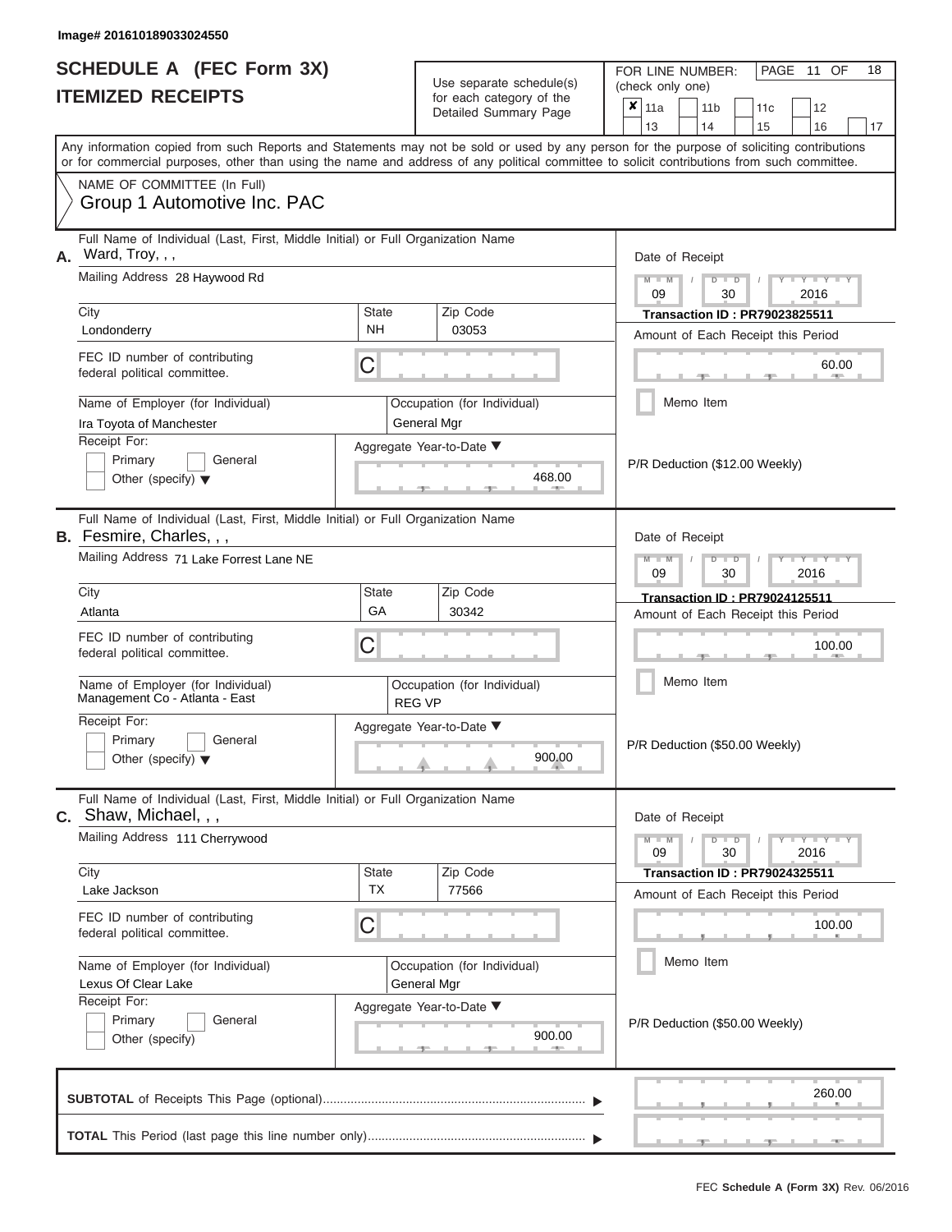Image# 201610189033024550

# SCHEDULE A (FEC Form 3X)
## ITEMIZED RECEIPTS

Use separate schedule(s) for each category of the Detailed Summary Page

FOR LINE NUMBER: (check only one)

- [x] 11a
- [ ] 11b
- [ ] 11c
- [ ] 12
- [ ] 13
- [ ] 14
- [ ] 15
- [ ] 16
- [ ] 17

Any information copied from such Reports and Statements may not be sold or used by any person for the purpose of soliciting contributions or for commercial purposes, other than using the name and address of any political committee to solicit contributions from such committee.

NAME OF COMMITTEE (In Full)
Group 1 Automotive Inc. PAC

---

**A.** Full Name of Individual (Last, First, Middle Initial) or Full Organization Name: Ward, Troy, , ,

Mailing Address: 28 Haywood Rd

| City | State | Zip Code |
|---|---|---|
| Londonderry | NH | 03053 |

FEC ID number of contributing federal political committee: C

Name of Employer (for Individual): Ira Toyota of Manchester
Occupation (for Individual): General Mgr

Receipt For: Primary / General / Other (specify)

Aggregate Year-to-Date: 468.00

Date of Receipt: 09 / 30 / 2016
Transaction ID : PR79023825511
Amount of Each Receipt this Period: 60.00

Memo Item

P/R Deduction ($12.00 Weekly)

---

**B.** Full Name of Individual (Last, First, Middle Initial) or Full Organization Name: Fesmire, Charles, , ,

Mailing Address: 71 Lake Forrest Lane NE

| City | State | Zip Code |
|---|---|---|
| Atlanta | GA | 30342 |

FEC ID number of contributing federal political committee: C

Name of Employer (for Individual): Management Co - Atlanta - East
Occupation (for Individual): REG VP

Receipt For: Primary / General / Other (specify)

Aggregate Year-to-Date: 900.00

Date of Receipt: 09 / 30 / 2016
Transaction ID : PR79024125511
Amount of Each Receipt this Period: 100.00

Memo Item

P/R Deduction ($50.00 Weekly)

---

**C.** Full Name of Individual (Last, First, Middle Initial) or Full Organization Name: Shaw, Michael, , ,

Mailing Address: 111 Cherrywood

| City | State | Zip Code |
|---|---|---|
| Lake Jackson | TX | 77566 |

FEC ID number of contributing federal political committee: C

Name of Employer (for Individual): Lexus Of Clear Lake
Occupation (for Individual): General Mgr

Receipt For: Primary / General / Other (specify)

Aggregate Year-to-Date: 900.00

Date of Receipt: 09 / 30 / 2016
Transaction ID : PR79024325511
Amount of Each Receipt this Period: 100.00

Memo Item

P/R Deduction ($50.00 Weekly)

---

**SUBTOTAL** of Receipts This Page (optional): 260.00

**TOTAL** This Period (last page this line number only):

FEC **Schedule A (Form 3X)** Rev. 06/2016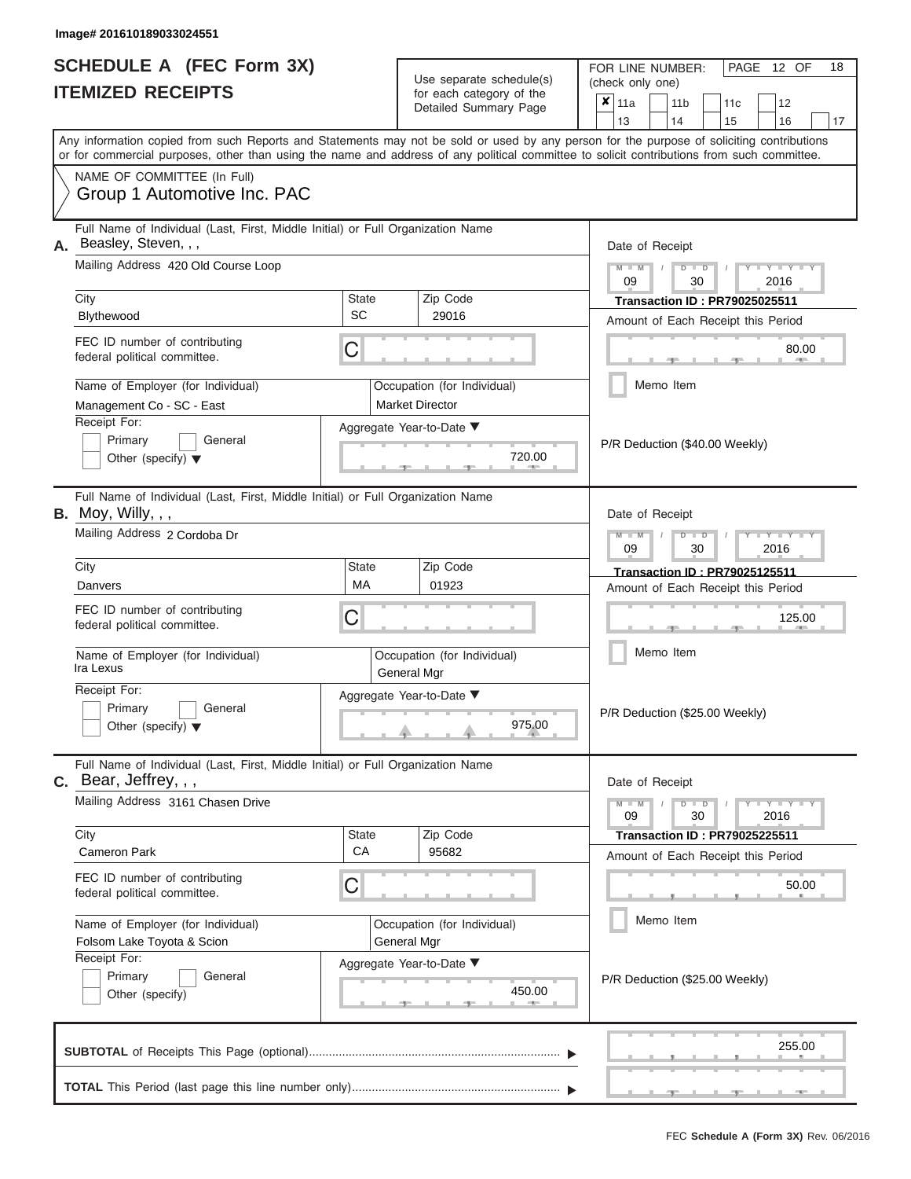Image# 201610189033024551

# SCHEDULE A (FEC Form 3X)
# ITEMIZED RECEIPTS

Use separate schedule(s) for each category of the Detailed Summary Page

FOR LINE NUMBER: (check only one)

- [x] 11a
- [ ] 11b
- [ ] 11c
- [ ] 12
- [ ] 13
- [ ] 14
- [ ] 15
- [ ] 16
- [ ] 17

PAGE 12 OF 18

Any information copied from such Reports and Statements may not be sold or used by any person for the purpose of soliciting contributions or for commercial purposes, other than using the name and address of any political committee to solicit contributions from such committee.

NAME OF COMMITTEE (In Full)
Group 1 Automotive Inc. PAC

---

**A.** Full Name of Individual (Last, First, Middle Initial) or Full Organization Name: Beasley, Steven, , ,

Mailing Address: 420 Old Course Loop

City: Blythewood | State: SC | Zip Code: 29016

FEC ID number of contributing federal political committee: C

Name of Employer (for Individual): Management Co - SC - East

Occupation (for Individual): Market Director

Receipt For: Primary / General / Other (specify)

Aggregate Year-to-Date: 720.00

Date of Receipt: 09 / 30 / 2016

Transaction ID : PR79025025511

Amount of Each Receipt this Period: 80.00

Memo Item

P/R Deduction ($40.00 Weekly)

---

**B.** Full Name of Individual (Last, First, Middle Initial) or Full Organization Name: Moy, Willy, , ,

Mailing Address: 2 Cordoba Dr

City: Danvers | State: MA | Zip Code: 01923

FEC ID number of contributing federal political committee: C

Name of Employer (for Individual): Ira Lexus

Occupation (for Individual): General Mgr

Receipt For: Primary / General / Other (specify)

Aggregate Year-to-Date: 975.00

Date of Receipt: 09 / 30 / 2016

Transaction ID : PR79025125511

Amount of Each Receipt this Period: 125.00

Memo Item

P/R Deduction ($25.00 Weekly)

---

**C.** Full Name of Individual (Last, First, Middle Initial) or Full Organization Name: Bear, Jeffrey, , ,

Mailing Address: 3161 Chasen Drive

City: Cameron Park | State: CA | Zip Code: 95682

FEC ID number of contributing federal political committee: C

Name of Employer (for Individual): Folsom Lake Toyota & Scion

Occupation (for Individual): General Mgr

Receipt For: Primary / General / Other (specify)

Aggregate Year-to-Date: 450.00

Date of Receipt: 09 / 30 / 2016

Transaction ID : PR79025225511

Amount of Each Receipt this Period: 50.00

Memo Item

P/R Deduction ($25.00 Weekly)

---

**SUBTOTAL** of Receipts This Page (optional): 255.00

**TOTAL** This Period (last page this line number only):

FEC Schedule A (Form 3X) Rev. 06/2016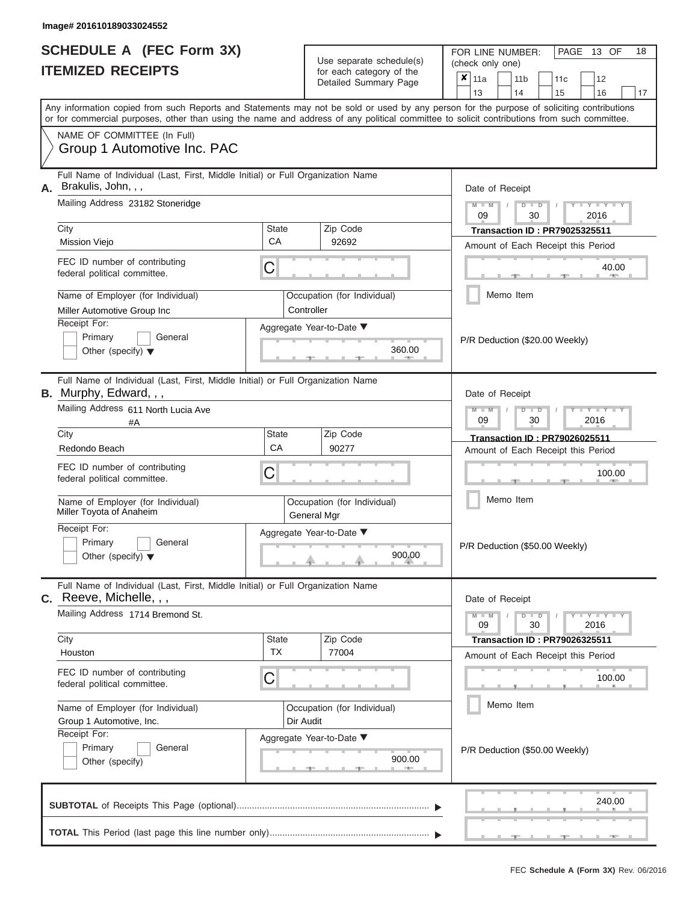Image# 201610189033024552

# SCHEDULE A (FEC Form 3X)
# ITEMIZED RECEIPTS

Use separate schedule(s) for each category of the Detailed Summary Page

FOR LINE NUMBER: (check only one)

- [x] 11a
- [ ] 11b
- [ ] 11c
- [ ] 12
- [ ] 13
- [ ] 14
- [ ] 15
- [ ] 16
- [ ] 17

Any information copied from such Reports and Statements may not be sold or used by any person for the purpose of soliciting contributions or for commercial purposes, other than using the name and address of any political committee to solicit contributions from such committee.

NAME OF COMMITTEE (In Full)
Group 1 Automotive Inc. PAC

---

**A.** Full Name of Individual (Last, First, Middle Initial) or Full Organization Name: Brakulis, John, , ,

Mailing Address: 23182 Stoneridge

City: Mission Viejo | State: CA | Zip Code: 92692

FEC ID number of contributing federal political committee: C

Name of Employer (for Individual): Miller Automotive Group Inc

Occupation (for Individual): Controller

Receipt For: Primary / General / Other (specify)

Aggregate Year-to-Date: 360.00

Date of Receipt: 09 / 30 / 2016

Transaction ID : PR79025325511

Amount of Each Receipt this Period: 40.00

Memo Item

P/R Deduction ($20.00 Weekly)

---

**B.** Full Name of Individual (Last, First, Middle Initial) or Full Organization Name: Murphy, Edward, , ,

Mailing Address: 611 North Lucia Ave #A

City: Redondo Beach | State: CA | Zip Code: 90277

FEC ID number of contributing federal political committee: C

Name of Employer (for Individual): Miller Toyota of Anaheim

Occupation (for Individual): General Mgr

Receipt For: Primary / General / Other (specify)

Aggregate Year-to-Date: 900.00

Date of Receipt: 09 / 30 / 2016

Transaction ID : PR79026025511

Amount of Each Receipt this Period: 100.00

Memo Item

P/R Deduction ($50.00 Weekly)

---

**C.** Full Name of Individual (Last, First, Middle Initial) or Full Organization Name: Reeve, Michelle, , ,

Mailing Address: 1714 Bremond St.

City: Houston | State: TX | Zip Code: 77004

FEC ID number of contributing federal political committee: C

Name of Employer (for Individual): Group 1 Automotive, Inc.

Occupation (for Individual): Dir Audit

Receipt For: Primary / General / Other (specify)

Aggregate Year-to-Date: 900.00

Date of Receipt: 09 / 30 / 2016

Transaction ID : PR79026325511

Amount of Each Receipt this Period: 100.00

Memo Item

P/R Deduction ($50.00 Weekly)

---

**SUBTOTAL** of Receipts This Page (optional): 240.00

**TOTAL** This Period (last page this line number only):

FEC **Schedule A (Form 3X)** Rev. 06/2016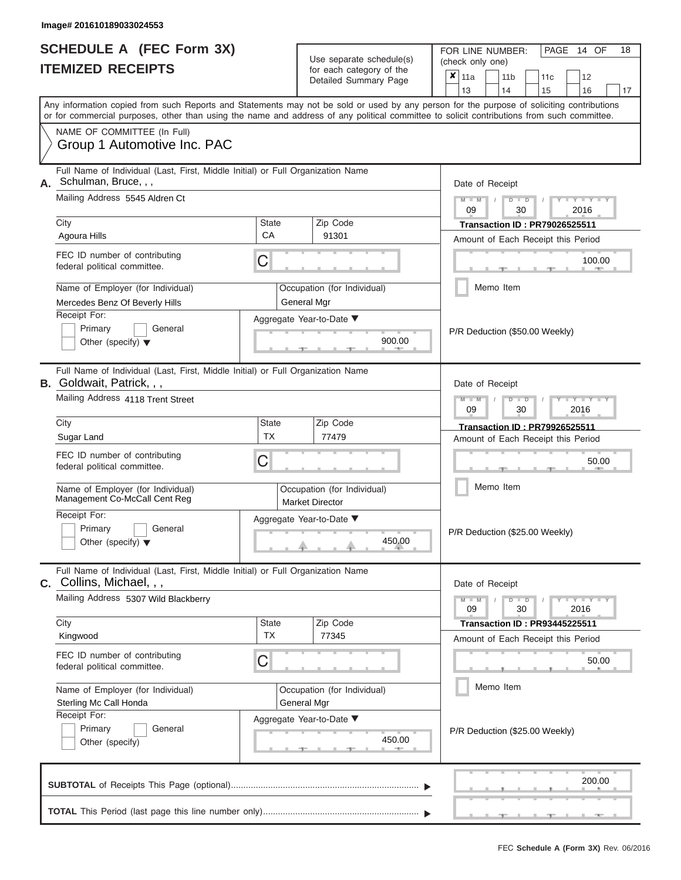Image# 201610189033024553

# SCHEDULE A (FEC Form 3X)
## ITEMIZED RECEIPTS

Use separate schedule(s) for each category of the Detailed Summary Page

FOR LINE NUMBER: (check only one)

- [x] 11a
- [ ] 11b
- [ ] 11c
- [ ] 12
- [ ] 13
- [ ] 14
- [ ] 15
- [ ] 16
- [ ] 17

PAGE 14 OF 18

Any information copied from such Reports and Statements may not be sold or used by any person for the purpose of soliciting contributions or for commercial purposes, other than using the name and address of any political committee to solicit contributions from such committee.

NAME OF COMMITTEE (In Full)
Group 1 Automotive Inc. PAC

---

**A.** Full Name of Individual (Last, First, Middle Initial) or Full Organization Name: Schulman, Bruce, , ,

Mailing Address: 5545 Aldren Ct

City: Agoura Hills | State: CA | Zip Code: 91301

FEC ID number of contributing federal political committee: C

Name of Employer (for Individual): Mercedes Benz Of Beverly Hills

Occupation (for Individual): General Mgr

Receipt For: Primary / General / Other (specify)

Aggregate Year-to-Date: 900.00

Date of Receipt: 09 / 30 / 2016

Transaction ID : PR79026525511

Amount of Each Receipt this Period: 100.00

Memo Item

P/R Deduction ($50.00 Weekly)

---

**B.** Full Name of Individual (Last, First, Middle Initial) or Full Organization Name: Goldwait, Patrick, , ,

Mailing Address: 4118 Trent Street

City: Sugar Land | State: TX | Zip Code: 77479

FEC ID number of contributing federal political committee: C

Name of Employer (for Individual): Management Co-McCall Cent Reg

Occupation (for Individual): Market Director

Receipt For: Primary / General / Other (specify)

Aggregate Year-to-Date: 450.00

Date of Receipt: 09 / 30 / 2016

Transaction ID : PR79926525511

Amount of Each Receipt this Period: 50.00

Memo Item

P/R Deduction ($25.00 Weekly)

---

**C.** Full Name of Individual (Last, First, Middle Initial) or Full Organization Name: Collins, Michael, , ,

Mailing Address: 5307 Wild Blackberry

City: Kingwood | State: TX | Zip Code: 77345

FEC ID number of contributing federal political committee: C

Name of Employer (for Individual): Sterling Mc Call Honda

Occupation (for Individual): General Mgr

Receipt For: Primary / General / Other (specify)

Aggregate Year-to-Date: 450.00

Date of Receipt: 09 / 30 / 2016

Transaction ID : PR93445225511

Amount of Each Receipt this Period: 50.00

Memo Item

P/R Deduction ($25.00 Weekly)

---

**SUBTOTAL** of Receipts This Page (optional): 200.00

**TOTAL** This Period (last page this line number only):

FEC Schedule A (Form 3X) Rev. 06/2016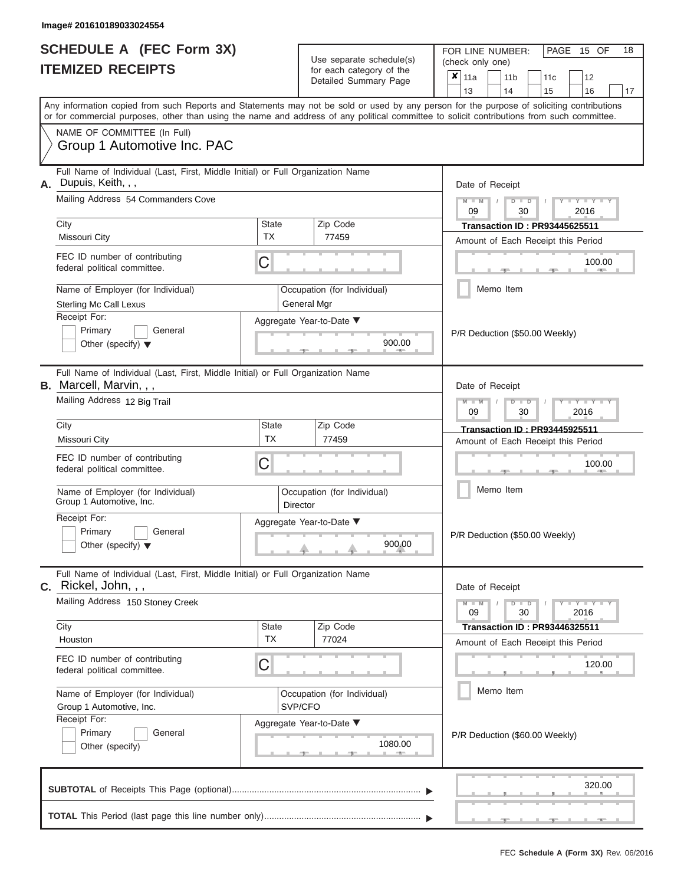Image# 201610189033024554

# SCHEDULE A (FEC Form 3X)
## ITEMIZED RECEIPTS

Use separate schedule(s) for each category of the Detailed Summary Page

FOR LINE NUMBER: (check only one)

☒ 11a ☐ 11b ☐ 11c ☐ 12 ☐ 13 ☐ 14 ☐ 15 ☐ 16 ☐ 17

Any information copied from such Reports and Statements may not be sold or used by any person for the purpose of soliciting contributions or for commercial purposes, other than using the name and address of any political committee to solicit contributions from such committee.

NAME OF COMMITTEE (In Full)
Group 1 Automotive Inc. PAC

---

**A.** Full Name of Individual (Last, First, Middle Initial) or Full Organization Name: Dupuis, Keith, , ,

Mailing Address: 54 Commanders Cove

City: Missouri City | State: TX | Zip Code: 77459

FEC ID number of contributing federal political committee: C

Name of Employer (for Individual): Sterling Mc Call Lexus

Occupation (for Individual): General Mgr

Receipt For: ☐ Primary ☐ General ☐ Other (specify)

Aggregate Year-to-Date: 900.00

Date of Receipt: 09/30/2016

Transaction ID : PR93445625511

Amount of Each Receipt this Period: 100.00

☐ Memo Item

P/R Deduction ($50.00 Weekly)

---

**B.** Full Name of Individual (Last, First, Middle Initial) or Full Organization Name: Marcell, Marvin, , ,

Mailing Address: 12 Big Trail

City: Missouri City | State: TX | Zip Code: 77459

FEC ID number of contributing federal political committee: C

Name of Employer (for Individual): Group 1 Automotive, Inc.

Occupation (for Individual): Director

Receipt For: ☐ Primary ☐ General ☐ Other (specify)

Aggregate Year-to-Date: 900.00

Date of Receipt: 09/30/2016

Transaction ID : PR93445925511

Amount of Each Receipt this Period: 100.00

☐ Memo Item

P/R Deduction ($50.00 Weekly)

---

**C.** Full Name of Individual (Last, First, Middle Initial) or Full Organization Name: Rickel, John, , ,

Mailing Address: 150 Stoney Creek

City: Houston | State: TX | Zip Code: 77024

FEC ID number of contributing federal political committee: C

Name of Employer (for Individual): Group 1 Automotive, Inc.

Occupation (for Individual): SVP/CFO

Receipt For: ☐ Primary ☐ General ☐ Other (specify)

Aggregate Year-to-Date: 1080.00

Date of Receipt: 09/30/2016

Transaction ID : PR93446325511

Amount of Each Receipt this Period: 120.00

☐ Memo Item

P/R Deduction ($60.00 Weekly)

---

**SUBTOTAL** of Receipts This Page (optional): 320.00

**TOTAL** This Period (last page this line number only):

FEC Schedule A (Form 3X) Rev. 06/2016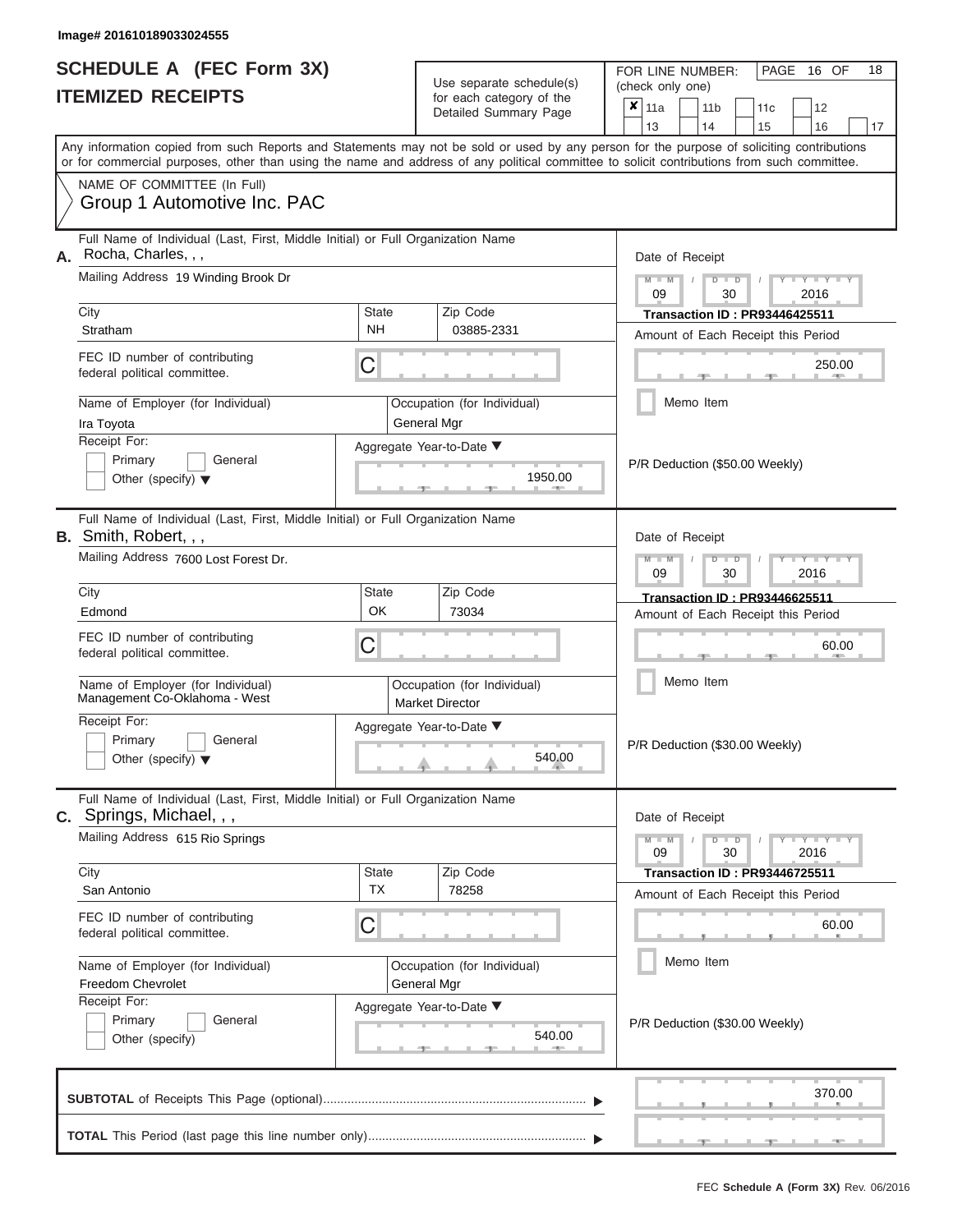Image# 201610189033024555

# SCHEDULE A (FEC Form 3X)
## ITEMIZED RECEIPTS

Use separate schedule(s) for each category of the Detailed Summary Page

FOR LINE NUMBER: (check only one)

- [x] 11a
- [ ] 11b
- [ ] 11c
- [ ] 12
- [ ] 13
- [ ] 14
- [ ] 15
- [ ] 16
- [ ] 17

PAGE 16 OF 18

Any information copied from such Reports and Statements may not be sold or used by any person for the purpose of soliciting contributions or for commercial purposes, other than using the name and address of any political committee to solicit contributions from such committee.

NAME OF COMMITTEE (In Full)
Group 1 Automotive Inc. PAC

---

**A.** Full Name of Individual (Last, First, Middle Initial) or Full Organization Name
Rocha, Charles, , ,

Mailing Address: 19 Winding Brook Dr

City: Stratham | State: NH | Zip Code: 03885-2331

FEC ID number of contributing federal political committee: C

Name of Employer (for Individual): Ira Toyota

Occupation (for Individual): General Mgr

Receipt For: Primary / General / Other (specify)

Aggregate Year-to-Date: 1950.00

Date of Receipt: 09 / 30 / 2016

Transaction ID : PR93446425511

Amount of Each Receipt this Period: 250.00

Memo Item

P/R Deduction ($50.00 Weekly)

---

**B.** Full Name of Individual (Last, First, Middle Initial) or Full Organization Name
Smith, Robert, , ,

Mailing Address: 7600 Lost Forest Dr.

City: Edmond | State: OK | Zip Code: 73034

FEC ID number of contributing federal political committee: C

Name of Employer (for Individual): Management Co-Oklahoma - West

Occupation (for Individual): Market Director

Receipt For: Primary / General / Other (specify)

Aggregate Year-to-Date: 540.00

Date of Receipt: 09 / 30 / 2016

Transaction ID : PR93446625511

Amount of Each Receipt this Period: 60.00

Memo Item

P/R Deduction ($30.00 Weekly)

---

**C.** Full Name of Individual (Last, First, Middle Initial) or Full Organization Name
Springs, Michael, , ,

Mailing Address: 615 Rio Springs

City: San Antonio | State: TX | Zip Code: 78258

FEC ID number of contributing federal political committee: C

Name of Employer (for Individual): Freedom Chevrolet

Occupation (for Individual): General Mgr

Receipt For: Primary / General / Other (specify)

Aggregate Year-to-Date: 540.00

Date of Receipt: 09 / 30 / 2016

Transaction ID : PR93446725511

Amount of Each Receipt this Period: 60.00

Memo Item

P/R Deduction ($30.00 Weekly)

---

**SUBTOTAL** of Receipts This Page (optional): 370.00

**TOTAL** This Period (last page this line number only):

FEC Schedule A (Form 3X) Rev. 06/2016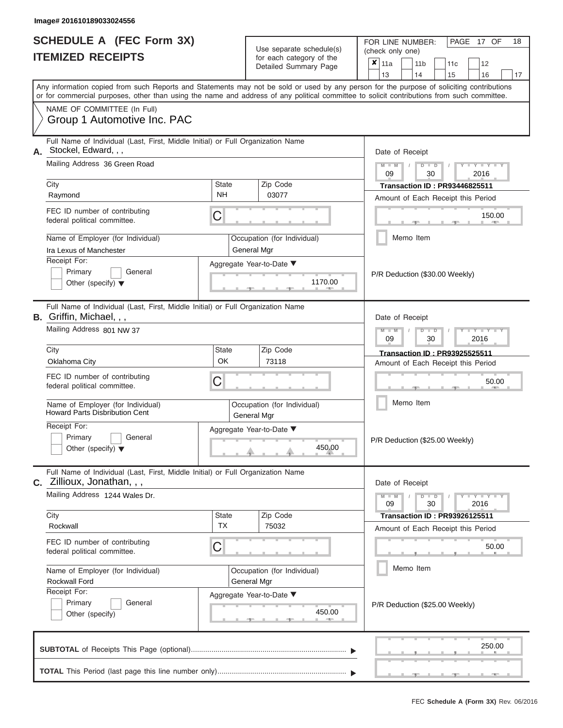Image# 201610189033024556

# SCHEDULE A (FEC Form 3X)
# ITEMIZED RECEIPTS

Use separate schedule(s) for each category of the Detailed Summary Page

FOR LINE NUMBER: (check only one)

| ✘ 11a | 11b | 11c | 12 |
|---|---|---|---|
| 13 | 14 | 15 | 16 | 17 |

PAGE 17 OF 18

Any information copied from such Reports and Statements may not be sold or used by any person for the purpose of soliciting contributions or for commercial purposes, other than using the name and address of any political committee to solicit contributions from such committee.

NAME OF COMMITTEE (In Full)
Group 1 Automotive Inc. PAC

---

**A.** Full Name of Individual (Last, First, Middle Initial) or Full Organization Name: Stockel, Edward, , ,

Mailing Address: 36 Green Road

City: Raymond | State: NH | Zip Code: 03077

FEC ID number of contributing federal political committee: C

Name of Employer (for Individual): Ira Lexus of Manchester

Occupation (for Individual): General Mgr

Receipt For: Primary / General / Other (specify)

Aggregate Year-to-Date: 1170.00

Date of Receipt: 09 / 30 / 2016

Transaction ID : PR93446825511

Amount of Each Receipt this Period: 150.00

Memo Item

P/R Deduction ($30.00 Weekly)

---

**B.** Full Name of Individual (Last, First, Middle Initial) or Full Organization Name: Griffin, Michael, , ,

Mailing Address: 801 NW 37

City: Oklahoma City | State: OK | Zip Code: 73118

FEC ID number of contributing federal political committee: C

Name of Employer (for Individual): Howard Parts Disbribution Cent

Occupation (for Individual): General Mgr

Receipt For: Primary / General / Other (specify)

Aggregate Year-to-Date: 450.00

Date of Receipt: 09 / 30 / 2016

Transaction ID : PR93925525511

Amount of Each Receipt this Period: 50.00

Memo Item

P/R Deduction ($25.00 Weekly)

---

**C.** Full Name of Individual (Last, First, Middle Initial) or Full Organization Name: Zillioux, Jonathan, , ,

Mailing Address: 1244 Wales Dr.

City: Rockwall | State: TX | Zip Code: 75032

FEC ID number of contributing federal political committee: C

Name of Employer (for Individual): Rockwall Ford

Occupation (for Individual): General Mgr

Receipt For: Primary / General / Other (specify)

Aggregate Year-to-Date: 450.00

Date of Receipt: 09 / 30 / 2016

Transaction ID : PR93926125511

Amount of Each Receipt this Period: 50.00

Memo Item

P/R Deduction ($25.00 Weekly)

---

**SUBTOTAL** of Receipts This Page (optional): 250.00

**TOTAL** This Period (last page this line number only):

FEC Schedule A (Form 3X) Rev. 06/2016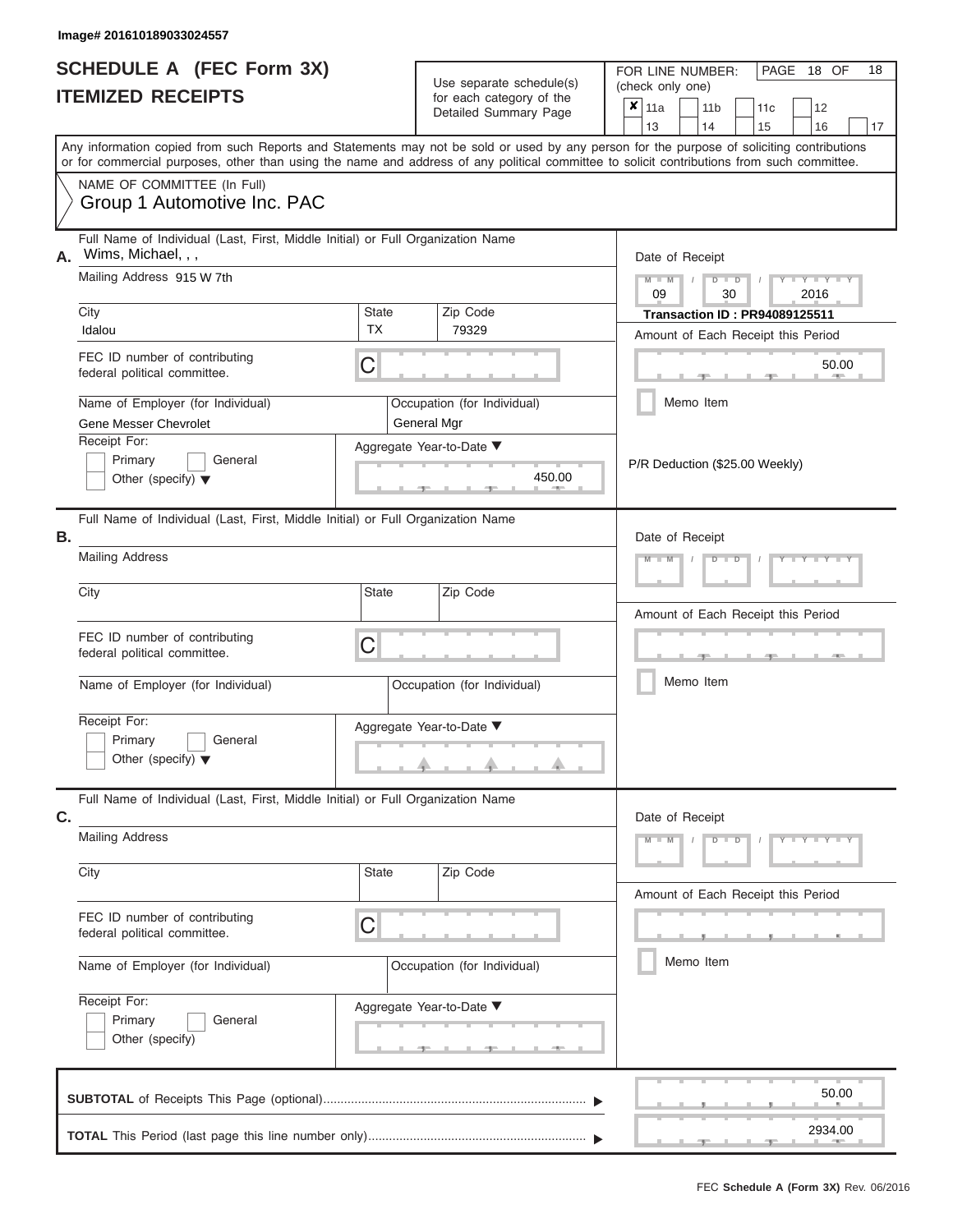Image# 201610189033024557

# SCHEDULE A (FEC Form 3X)
## ITEMIZED RECEIPTS

Use separate schedule(s) for each category of the Detailed Summary Page

FOR LINE NUMBER: (check only one)

- [x] 11a
- [ ] 11b
- [ ] 11c
- [ ] 12
- [ ] 13
- [ ] 14
- [ ] 15
- [ ] 16
- [ ] 17

PAGE 18 OF 18

Any information copied from such Reports and Statements may not be sold or used by any person for the purpose of soliciting contributions or for commercial purposes, other than using the name and address of any political committee to solicit contributions from such committee.

NAME OF COMMITTEE (In Full)

Group 1 Automotive Inc. PAC

---

**A.** Full Name of Individual (Last, First, Middle Initial) or Full Organization Name: Wims, Michael, , ,

Mailing Address: 915 W 7th

City: Idalou | State: TX | Zip Code: 79329

FEC ID number of contributing federal political committee: C

Name of Employer (for Individual): Gene Messer Chevrolet

Occupation (for Individual): General Mgr

Receipt For: Primary / General / Other (specify)

Aggregate Year-to-Date: 450.00

Date of Receipt: 09 / 30 / 2016

**Transaction ID : PR94089125511**

Amount of Each Receipt this Period: 50.00

Memo Item

P/R Deduction ($25.00 Weekly)

---

**B.** Full Name of Individual (Last, First, Middle Initial) or Full Organization Name:

Mailing Address:

City: | State: | Zip Code:

FEC ID number of contributing federal political committee: C

Name of Employer (for Individual): | Occupation (for Individual):

Receipt For: Primary / General / Other (specify)

Aggregate Year-to-Date:

Date of Receipt:

Amount of Each Receipt this Period:

Memo Item

---

**C.** Full Name of Individual (Last, First, Middle Initial) or Full Organization Name:

Mailing Address:

City: | State: | Zip Code:

FEC ID number of contributing federal political committee: C

Name of Employer (for Individual): | Occupation (for Individual):

Receipt For: Primary / General / Other (specify)

Aggregate Year-to-Date:

Date of Receipt:

Amount of Each Receipt this Period:

Memo Item

---

**SUBTOTAL** of Receipts This Page (optional): 50.00

**TOTAL** This Period (last page this line number only): 2934.00

FEC **Schedule A (Form 3X)** Rev. 06/2016